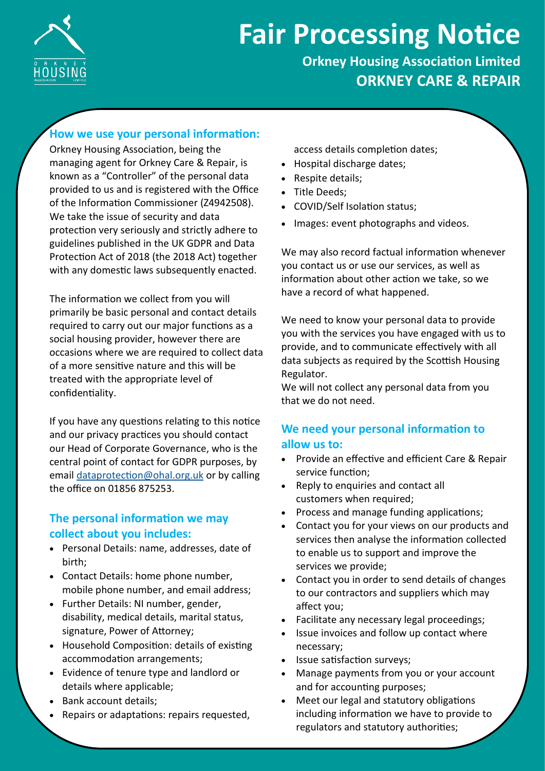# Fair Processing Notice

**Orkney Housing Association Limited**

**ORKNEY CARE & REPAIR**

## How we use your personal information:

Orkney Housing Association, being the managing agent for Orkney Care & Repair, is known as a "Controller" of the personal data provided to us and is registered with the Office of the Information Commissioner (Z4942508). We take the issue of security and data protection very seriously and strictly adhere to guidelines published in the UK GDPR and Data Protection Act of 2018 (the 2018 Act) together with any domestic laws subsequently enacted.

The information we collect from you will primarily be basic personal and contact details required to carry out our major functions as a social housing provider, however there are occasions where we are required to collect data of a more sensitive nature and this will be treated with the appropriate level of confidentiality.

If you have any questions relating to this notice and our privacy practices you should contact our Head of Corporate Governance, who is the central point of contact for GDPR purposes, by email dataprotection@ohal.org.uk or by calling the office on 01856 875253.

## The personal information we may collect about you includes:

- Personal Details: name, addresses, date of birth;
- Contact Details: home phone number, mobile phone number, and email address;
- Further Details: NI number, gender, disability, medical details, marital status, signature, Power of Attorney;
- Household Composition: details of existing accommodation arrangements;
- Evidence of tenure type and landlord or details where applicable;
- Bank account details;
- Repairs or adaptations: repairs requested, access details completion dates;
- Hospital discharge dates;
- Respite details;
- Title Deeds;
- COVID/Self Isolation status;
- Images: event photographs and videos.

We may also record factual information whenever you contact us or use our services, as well as information about other action we take, so we have a record of what happened.

We need to know your personal data to provide you with the services you have engaged with us to provide, and to communicate effectively with all data subjects as required by the Scottish Housing Regulator.
We will not collect any personal data from you that we do not need.

## We need your personal information to allow us to:

- Provide an effective and efficient Care & Repair service function;
- Reply to enquiries and contact all customers when required;
- Process and manage funding applications;
- Contact you for your views on our products and services then analyse the information collected to enable us to support and improve the services we provide;
- Contact you in order to send details of changes to our contractors and suppliers which may affect you;
- Facilitate any necessary legal proceedings;
- Issue invoices and follow up contact where necessary;
- Issue satisfaction surveys;
- Manage payments from you or your account and for accounting purposes;
- Meet our legal and statutory obligations including information we have to provide to regulators and statutory authorities;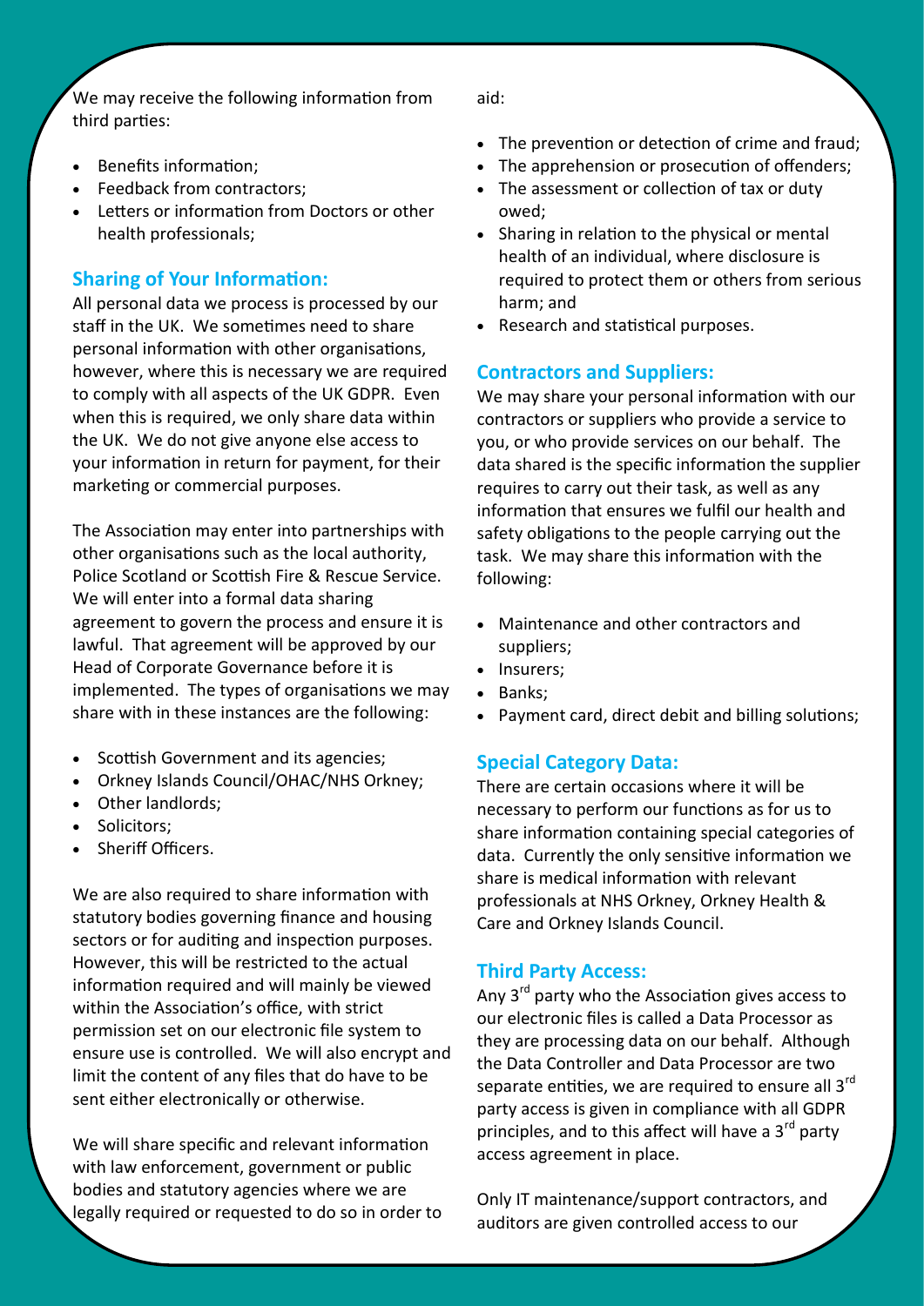We may receive the following information from third parties:

- Benefits information;
- Feedback from contractors;
- Letters or information from Doctors or other health professionals;

## Sharing of Your Information:

All personal data we process is processed by our staff in the UK. We sometimes need to share personal information with other organisations, however, where this is necessary we are required to comply with all aspects of the UK GDPR. Even when this is required, we only share data within the UK. We do not give anyone else access to your information in return for payment, for their marketing or commercial purposes.

The Association may enter into partnerships with other organisations such as the local authority, Police Scotland or Scottish Fire & Rescue Service. We will enter into a formal data sharing agreement to govern the process and ensure it is lawful. That agreement will be approved by our Head of Corporate Governance before it is implemented. The types of organisations we may share with in these instances are the following:

- Scottish Government and its agencies;
- Orkney Islands Council/OHAC/NHS Orkney;
- Other landlords;
- Solicitors;
- Sheriff Officers.

We are also required to share information with statutory bodies governing finance and housing sectors or for auditing and inspection purposes. However, this will be restricted to the actual information required and will mainly be viewed within the Association's office, with strict permission set on our electronic file system to ensure use is controlled. We will also encrypt and limit the content of any files that do have to be sent either electronically or otherwise.

We will share specific and relevant information with law enforcement, government or public bodies and statutory agencies where we are legally required or requested to do so in order to aid:

- The prevention or detection of crime and fraud;
- The apprehension or prosecution of offenders;
- The assessment or collection of tax or duty owed;
- Sharing in relation to the physical or mental health of an individual, where disclosure is required to protect them or others from serious harm; and
- Research and statistical purposes.

## Contractors and Suppliers:

We may share your personal information with our contractors or suppliers who provide a service to you, or who provide services on our behalf. The data shared is the specific information the supplier requires to carry out their task, as well as any information that ensures we fulfil our health and safety obligations to the people carrying out the task. We may share this information with the following:

- Maintenance and other contractors and suppliers;
- Insurers;
- Banks;
- Payment card, direct debit and billing solutions;

## Special Category Data:

There are certain occasions where it will be necessary to perform our functions as for us to share information containing special categories of data. Currently the only sensitive information we share is medical information with relevant professionals at NHS Orkney, Orkney Health & Care and Orkney Islands Council.

## Third Party Access:

Any 3rd party who the Association gives access to our electronic files is called a Data Processor as they are processing data on our behalf. Although the Data Controller and Data Processor are two separate entities, we are required to ensure all 3rd party access is given in compliance with all GDPR principles, and to this affect will have a 3rd party access agreement in place.

Only IT maintenance/support contractors, and auditors are given controlled access to our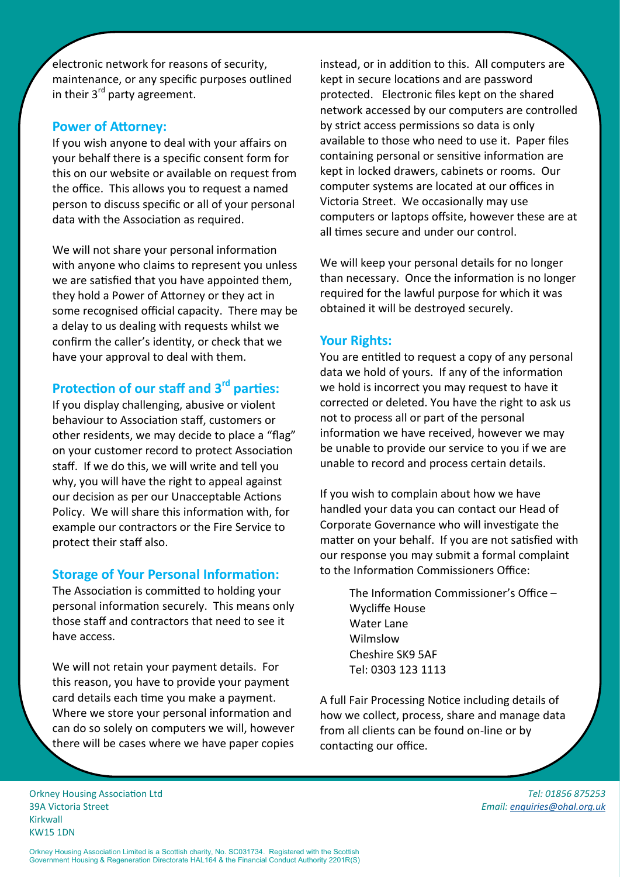electronic network for reasons of security, maintenance, or any specific purposes outlined in their 3rd party agreement.

### Power of Attorney:

If you wish anyone to deal with your affairs on your behalf there is a specific consent form for this on our website or available on request from the office. This allows you to request a named person to discuss specific or all of your personal data with the Association as required.

We will not share your personal information with anyone who claims to represent you unless we are satisfied that you have appointed them, they hold a Power of Attorney or they act in some recognised official capacity. There may be a delay to us dealing with requests whilst we confirm the caller's identity, or check that we have your approval to deal with them.

### Protection of our staff and 3rd parties:

If you display challenging, abusive or violent behaviour to Association staff, customers or other residents, we may decide to place a "flag" on your customer record to protect Association staff. If we do this, we will write and tell you why, you will have the right to appeal against our decision as per our Unacceptable Actions Policy. We will share this information with, for example our contractors or the Fire Service to protect their staff also.

### Storage of Your Personal Information:

The Association is committed to holding your personal information securely. This means only those staff and contractors that need to see it have access.

We will not retain your payment details. For this reason, you have to provide your payment card details each time you make a payment. Where we store your personal information and can do so solely on computers we will, however there will be cases where we have paper copies instead, or in addition to this. All computers are kept in secure locations and are password protected. Electronic files kept on the shared network accessed by our computers are controlled by strict access permissions so data is only available to those who need to use it. Paper files containing personal or sensitive information are kept in locked drawers, cabinets or rooms. Our computer systems are located at our offices in Victoria Street. We occasionally may use computers or laptops offsite, however these are at all times secure and under our control.

We will keep your personal details for no longer than necessary. Once the information is no longer required for the lawful purpose for which it was obtained it will be destroyed securely.

### Your Rights:

You are entitled to request a copy of any personal data we hold of yours. If any of the information we hold is incorrect you may request to have it corrected or deleted. You have the right to ask us not to process all or part of the personal information we have received, however we may be unable to provide our service to you if we are unable to record and process certain details.

If you wish to complain about how we have handled your data you can contact our Head of Corporate Governance who will investigate the matter on your behalf. If you are not satisfied with our response you may submit a formal complaint to the Information Commissioners Office:

> The Information Commissioner's Office –
> Wycliffe House
> Water Lane
> Wilmslow
> Cheshire SK9 5AF
> Tel: 0303 123 1113

A full Fair Processing Notice including details of how we collect, process, share and manage data from all clients can be found on-line or by contacting our office.

Orkney Housing Association Ltd
39A Victoria Street
Kirkwall
KW15 1DN

*Tel: 01856 875253*
*Email: enquiries@ohal.org.uk*

Orkney Housing Association Limited is a Scottish charity, No. SC031734. Registered with the Scottish Government Housing & Regeneration Directorate HAL164 & the Financial Conduct Authority 2201R(S)